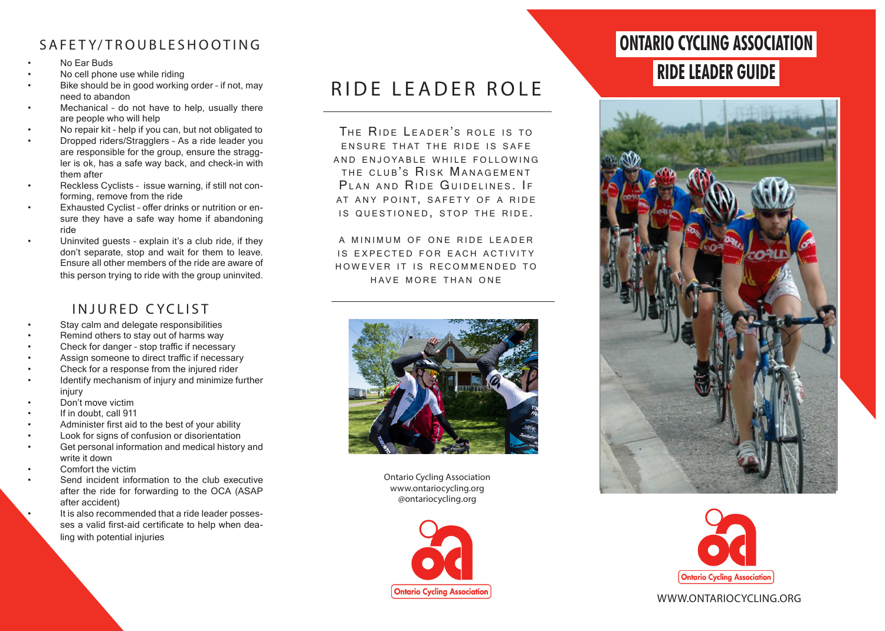## SAFETY/TROUBLESHOOTING

- No Ear Buds
- No cell phone use while riding
- Bike should be in good working order - if not, may need to abandon
- Mechanical - do not have to help, usually there are people who will help
- No repair kit - help if you can, but not obligated to
- Dropped riders/Stragglers - As a ride leader you are responsible for the group, ensure the straggler is ok, has a safe way back, and check-in with them after
- Reckless Cyclists - issue warning, if still not conforming, remove from the ride
- Exhausted Cyclist - offer drinks or nutrition or ensure they have a safe way home if abandoning ride
- Uninvited guests - explain it's a club ride, if they don't separate, stop and wait for them to leave. Ensure all other members of the ride are aware of this person trying to ride with the group uninvited.

## INJURED CYCLIST

- Stay calm and delegate responsibilities
- Remind others to stay out of harms way
- Check for danger - stop traffic if necessary
- Assign someone to direct traffic if necessary
- Check for a response from the injured rider
- Identify mechanism of injury and minimize further injury
- Don't move victim
- If in doubt, call 911
- Administer first aid to the best of your ability
- Look for signs of confusion or disorientation
- Get personal information and medical history and write it down
- Comfort the victim
- Send incident information to the club executive after the ride for forwarding to the OCA (ASAP after accident)
- It is also recommended that a ride leader possesses a valid first-aid certificate to help when dealing with potential injuries

## RIDE LEADER ROLE

THE RIDE LEADER'S ROLE IS TO ENSURE THAT THE RIDE IS SAFE AND ENJOYABLE WHILE FOLLOWING THE CLUB'S RISK MANAGEMENT PLAN AND RIDE GUIDELINES. IF AT ANY POINT, SAFETY OF A RIDE IS QUESTIONED, STOP THE RIDE.

A MINIMUM OF ONE RIDE LEADER IS EXPECTED FOR EACH ACTIVITY HOWEVER IT IS RECOMMENDED TO HAVE MORE THAN ONE

Ontario Cycling Association
www.ontariocycling.org
@ontariocycling.org

Ontario Cycling Association

# ONTARIO CYCLING ASSOCIATION

# RIDE LEADER GUIDE

Ontario Cycling Association

WWW.ONTARIOCYCLING.ORG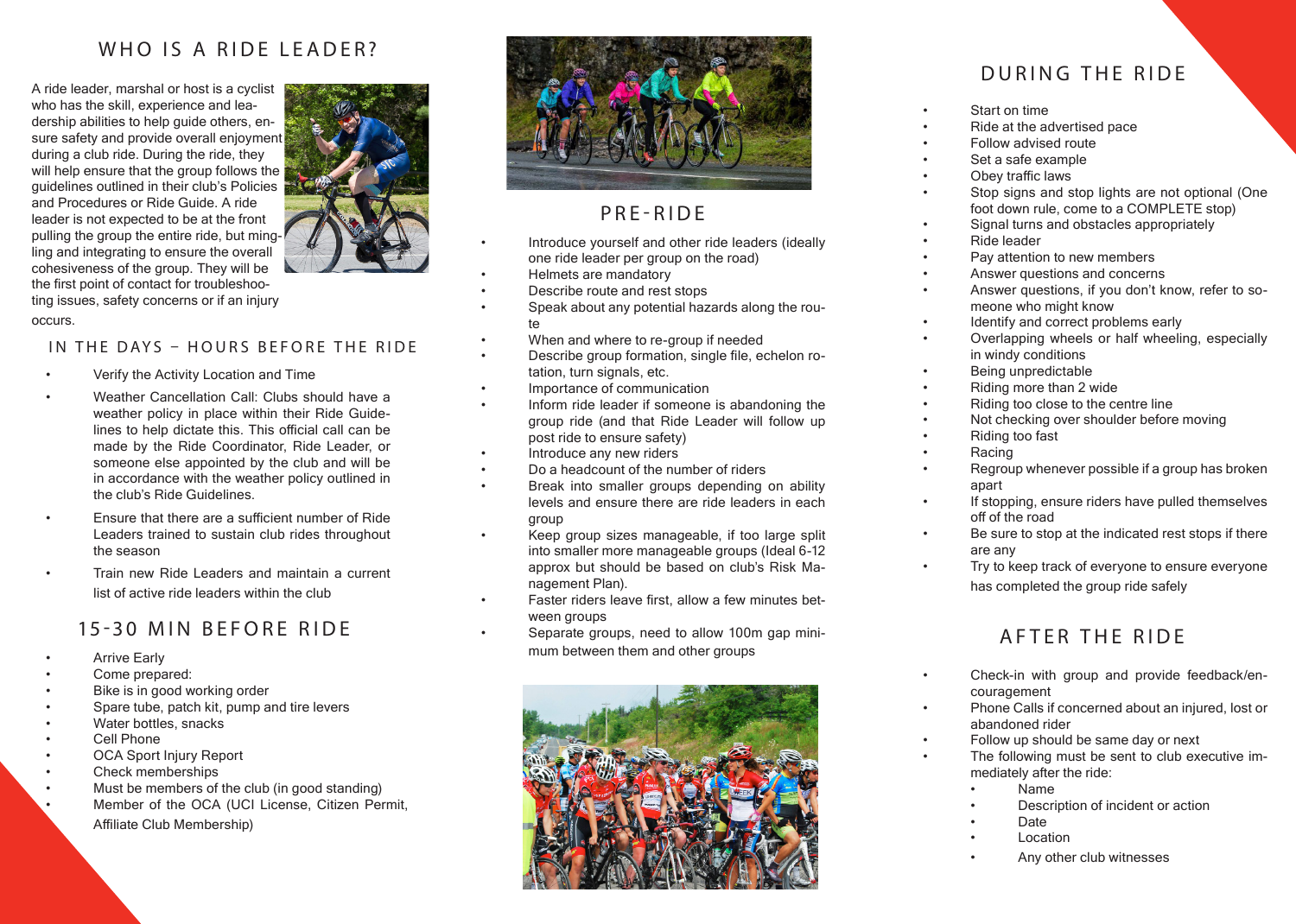## WHO IS A RIDE LEADER?

A ride leader, marshal or host is a cyclist who has the skill, experience and leadership abilities to help guide others, ensure safety and provide overall enjoyment during a club ride. During the ride, they will help ensure that the group follows the guidelines outlined in their club's Policies and Procedures or Ride Guide. A ride leader is not expected to be at the front pulling the group the entire ride, but mingling and integrating to ensure the overall cohesiveness of the group. They will be the first point of contact for troubleshooting issues, safety concerns or if an injury occurs.

### IN THE DAYS – HOURS BEFORE THE RIDE

- Verify the Activity Location and Time
- Weather Cancellation Call: Clubs should have a weather policy in place within their Ride Guidelines to help dictate this. This official call can be made by the Ride Coordinator, Ride Leader, or someone else appointed by the club and will be in accordance with the weather policy outlined in the club's Ride Guidelines.
- Ensure that there are a sufficient number of Ride Leaders trained to sustain club rides throughout the season
- Train new Ride Leaders and maintain a current list of active ride leaders within the club

## 15-30 MIN BEFORE RIDE

- Arrive Early
- Come prepared:
- Bike is in good working order
- Spare tube, patch kit, pump and tire levers
- Water bottles, snacks
- Cell Phone
- OCA Sport Injury Report
- Check memberships
- Must be members of the club (in good standing)
- Member of the OCA (UCI License, Citizen Permit, Affiliate Club Membership)

## PRE-RIDE

- Introduce yourself and other ride leaders (ideally one ride leader per group on the road)
- Helmets are mandatory
- Describe route and rest stops
- Speak about any potential hazards along the route
- When and where to re-group if needed
- Describe group formation, single file, echelon rotation, turn signals, etc.
- Importance of communication
- Inform ride leader if someone is abandoning the group ride (and that Ride Leader will follow up post ride to ensure safety)
- Introduce any new riders
- Do a headcount of the number of riders
- Break into smaller groups depending on ability levels and ensure there are ride leaders in each group
- Keep group sizes manageable, if too large split into smaller more manageable groups (Ideal 6-12 approx but should be based on club's Risk Management Plan).
- Faster riders leave first, allow a few minutes between groups
- Separate groups, need to allow 100m gap minimum between them and other groups

## DURING THE RIDE

- Start on time
- Ride at the advertised pace
- Follow advised route
- Set a safe example
- Obey traffic laws
- Stop signs and stop lights are not optional (One foot down rule, come to a COMPLETE stop)
- Signal turns and obstacles appropriately
- Ride leader
- Pay attention to new members
- Answer questions and concerns
- Answer questions, if you don't know, refer to someone who might know
- Identify and correct problems early
- Overlapping wheels or half wheeling, especially in windy conditions
- Being unpredictable
- Riding more than 2 wide
- Riding too close to the centre line
- Not checking over shoulder before moving
- Riding too fast
- Racing
- Regroup whenever possible if a group has broken apart
- If stopping, ensure riders have pulled themselves off of the road
- Be sure to stop at the indicated rest stops if there are any
- Try to keep track of everyone to ensure everyone has completed the group ride safely

## AFTER THE RIDE

- Check-in with group and provide feedback/encouragement
- Phone Calls if concerned about an injured, lost or abandoned rider
- Follow up should be same day or next
- The following must be sent to club executive immediately after the ride:
  - Name
  - Description of incident or action
  - Date
  - Location
  - Any other club witnesses